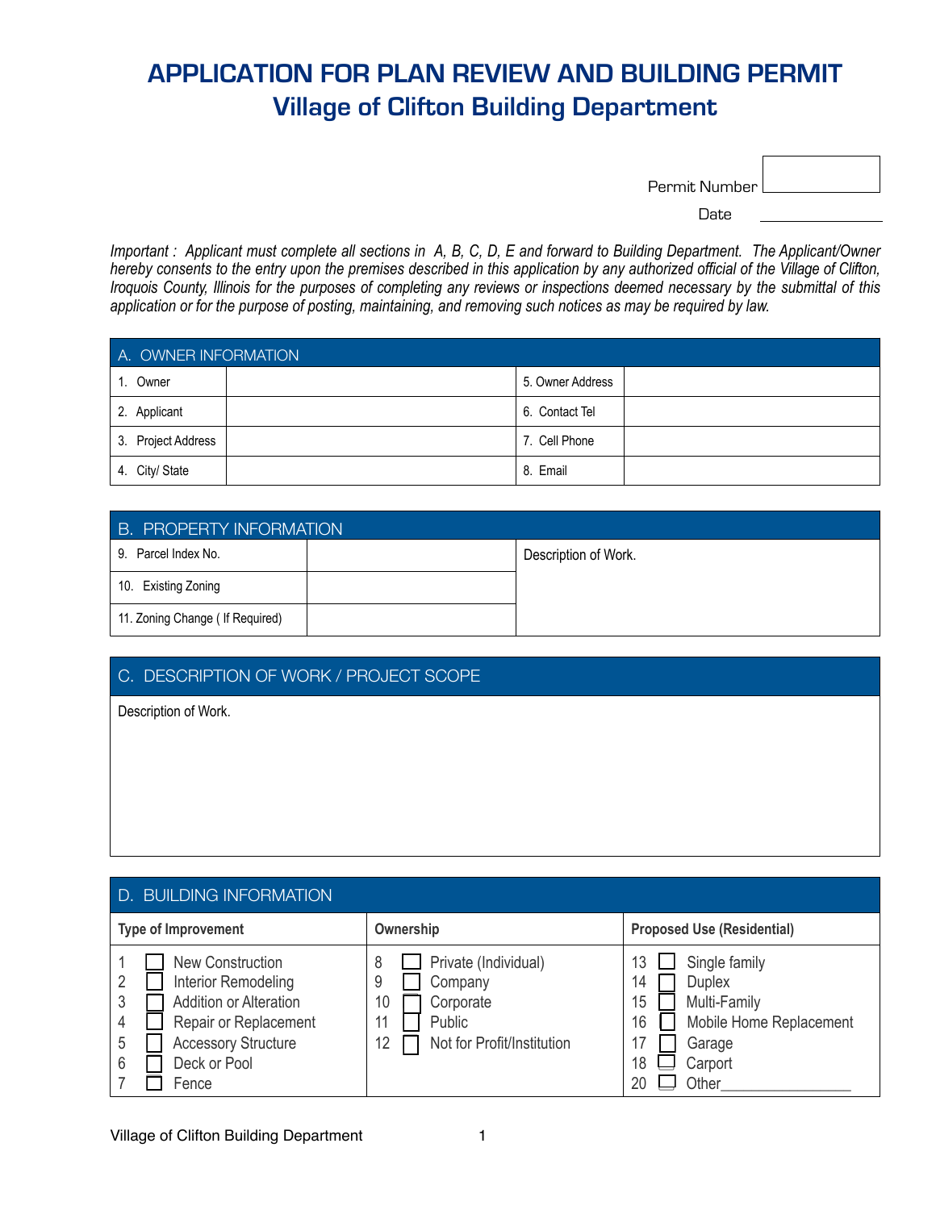# APPLICATION FOR PLAN REVIEW AND BUILDING PERMIT

## Village of Clifton Building Department

Permit Number ____________

Date ____________

*Important : Applicant must complete all sections in A, B, C, D, E and forward to Building Department. The Applicant/Owner hereby consents to the entry upon the premises described in this application by any authorized official of the Village of Clifton, Iroquois County, Illinois for the purposes of completing any reviews or inspections deemed necessary by the submittal of this application or for the purpose of posting, maintaining, and removing such notices as may be required by law.*

| A. OWNER INFORMATION | | | |
|---|---|---|---|
| 1. Owner | | 5. Owner Address | |
| 2. Applicant | | 6. Contact Tel | |
| 3. Project Address | | 7. Cell Phone | |
| 4. City/ State | | 8. Email | |

| B. PROPERTY INFORMATION | | |
|---|---|---|
| 9. Parcel Index No. | | Description of Work. |
| 10. Existing Zoning | | |
| 11. Zoning Change ( If Required) | | |

| C. DESCRIPTION OF WORK / PROJECT SCOPE |
|---|
| Description of Work. |

| D. BUILDING INFORMATION | | |
|---|---|---|
| **Type of Improvement** | **Ownership** | **Proposed Use (Residential)** |
| 1 ☐ New Construction | 8 ☐ Private (Individual) | 13 ☐ Single family |
| 2 ☐ Interior Remodeling | 9 ☐ Company | 14 ☐ Duplex |
| 3 ☐ Addition or Alteration | 10 ☐ Corporate | 15 ☐ Multi-Family |
| 4 ☐ Repair or Replacement | 11 ☐ Public | 16 ☐ Mobile Home Replacement |
| 5 ☐ Accessory Structure | 12 ☐ Not for Profit/Institution | 17 ☐ Garage |
| 6 ☐ Deck or Pool | | 18 ☐ Carport |
| 7 ☐ Fence | | 20 ☐ Other________________ |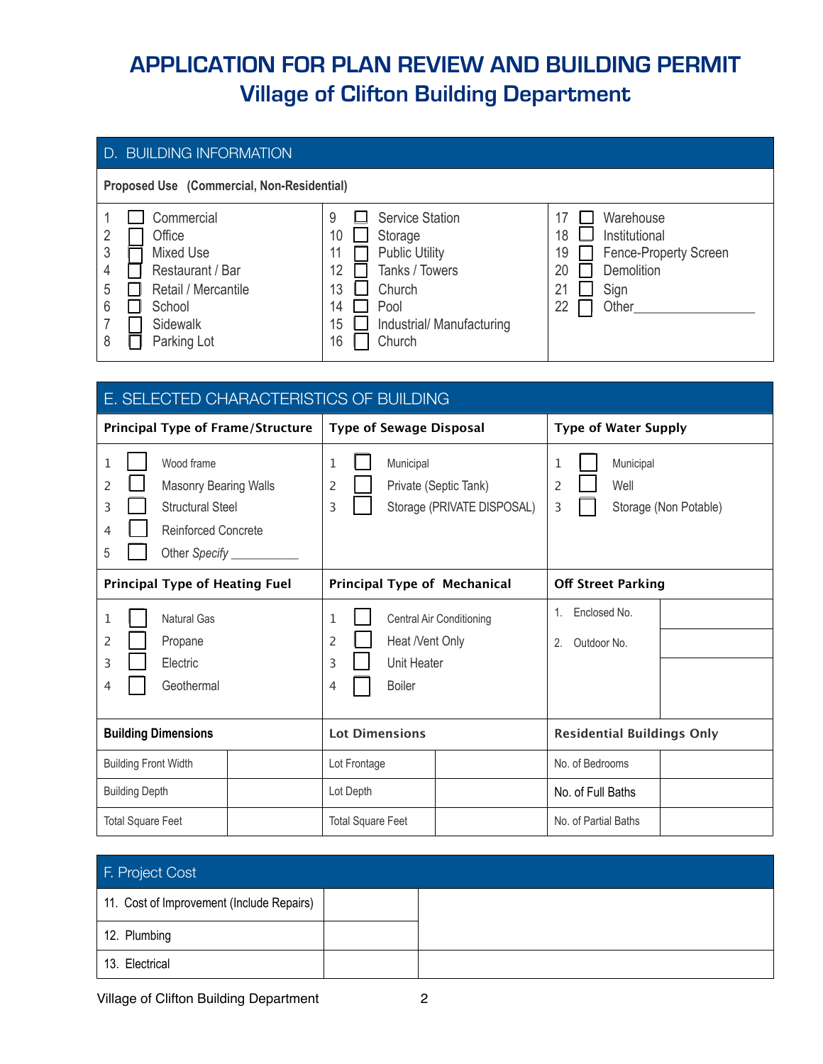# APPLICATION FOR PLAN REVIEW AND BUILDING PERMIT
## Village of Clifton Building Department

## D. BUILDING INFORMATION

**Proposed Use (Commercial, Non-Residential)**

| | | |
|---|---|---|
| 1 ☐ Commercial | 9 ☐ Service Station | 17 ☐ Warehouse |
| 2 ☐ Office | 10 ☐ Storage | 18 ☐ Institutional |
| 3 ☐ Mixed Use | 11 ☐ Public Utility | 19 ☐ Fence-Property Screen |
| 4 ☐ Restaurant / Bar | 12 ☐ Tanks / Towers | 20 ☐ Demolition |
| 5 ☐ Retail / Mercantile | 13 ☐ Church | 21 ☐ Sign |
| 6 ☐ School | 14 ☐ Pool | 22 ☐ Other________________ |
| 7 ☐ Sidewalk | 15 ☐ Industrial/ Manufacturing | |
| 8 ☐ Parking Lot | 16 ☐ Church | |

## E. SELECTED CHARACTERISTICS OF BUILDING

| Principal Type of Frame/Structure | Type of Sewage Disposal | Type of Water Supply |
|---|---|---|
| 1 ☐ Wood frame | 1 ☐ Municipal | 1 ☐ Municipal |
| 2 ☐ Masonry Bearing Walls | 2 ☐ Private (Septic Tank) | 2 ☐ Well |
| 3 ☐ Structural Steel | 3 ☐ Storage (PRIVATE DISPOSAL) | 3 ☐ Storage (Non Potable) |
| 4 ☐ Reinforced Concrete | | |
| 5 ☐ Other *Specify* __________ | | |

| Principal Type of Heating Fuel | Principal Type of Mechanical | Off Street Parking | |
|---|---|---|---|
| 1 ☐ Natural Gas | 1 ☐ Central Air Conditioning | 1. Enclosed No. | |
| 2 ☐ Propane | 2 ☐ Heat /Vent Only | 2. Outdoor No. | |
| 3 ☐ Electric | 3 ☐ Unit Heater | | |
| 4 ☐ Geothermal | 4 ☐ Boiler | | |

| Building Dimensions | | Lot Dimensions | | Residential Buildings Only | |
|---|---|---|---|---|---|
| Building Front Width | | Lot Frontage | | No. of Bedrooms | |
| Building Depth | | Lot Depth | | No. of Full Baths | |
| Total Square Feet | | Total Square Feet | | No. of Partial Baths | |

## F. Project Cost

| | | |
|---|---|---|
| 11. Cost of Improvement (Include Repairs) | | |
| 12. Plumbing | | |
| 13. Electrical | | |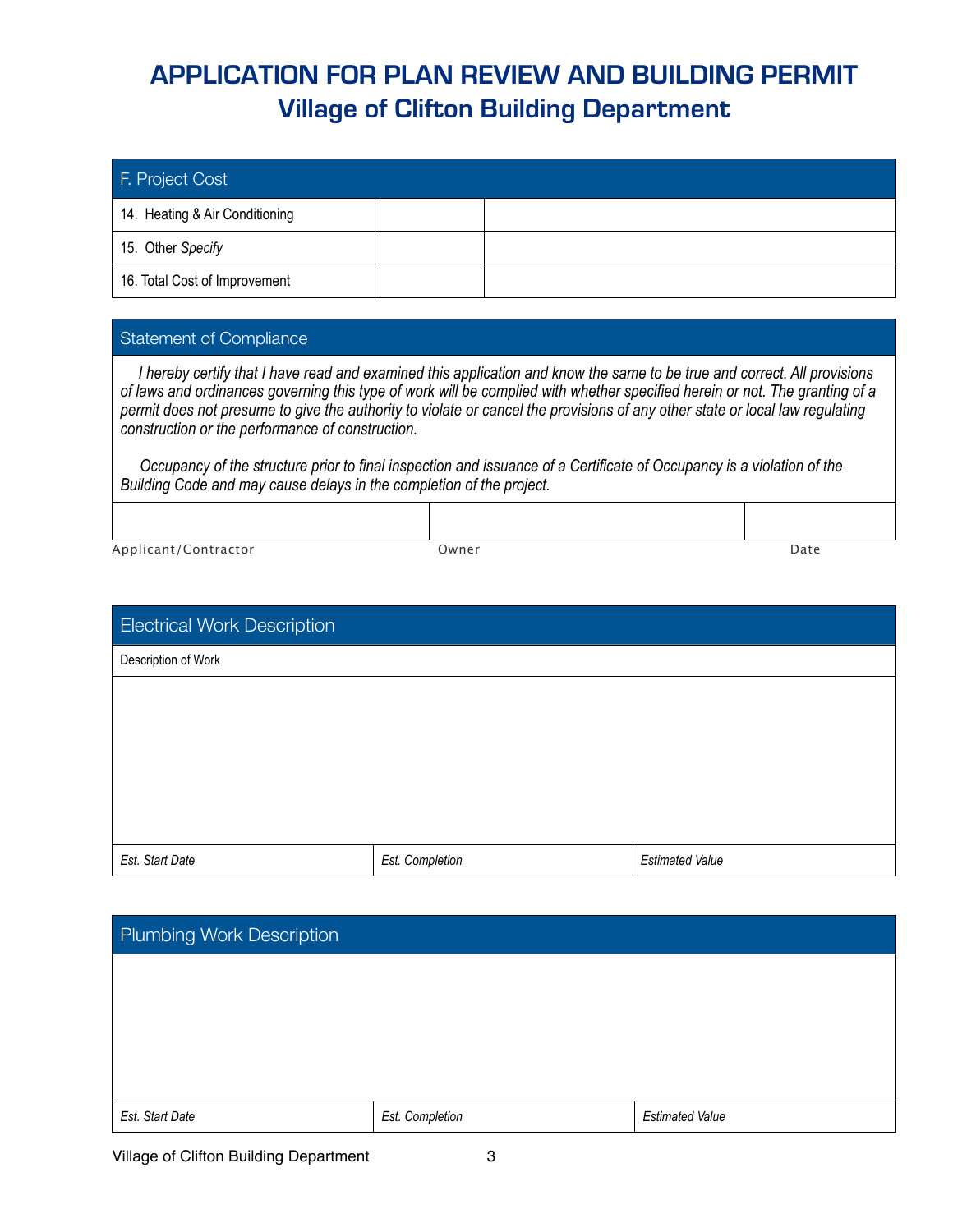# APPLICATION FOR PLAN REVIEW AND BUILDING PERMIT

## Village of Clifton Building Department

| F. Project Cost | | |
|---|---|---|
| 14. Heating & Air Conditioning | | |
| 15. Other *Specify* | | |
| 16. Total Cost of Improvement | | |

### Statement of Compliance

*I hereby certify that I have read and examined this application and know the same to be true and correct. All provisions of laws and ordinances governing this type of work will be complied with whether specified herein or not. The granting of a permit does not presume to give the authority to violate or cancel the provisions of any other state or local law regulating construction or the performance of construction.*

*Occupancy of the structure prior to final inspection and issuance of a Certificate of Occupancy is a violation of the Building Code and may cause delays in the completion of the project.*

| | | |
|---|---|---|
| Applicant/Contractor | Owner | Date |

### Electrical Work Description

| Description of Work | | |
|---|---|---|
| | | |
| *Est. Start Date* | *Est. Completion* | *Estimated Value* |

### Plumbing Work Description

| | | |
|---|---|---|
| | | |
| *Est. Start Date* | *Est. Completion* | *Estimated Value* |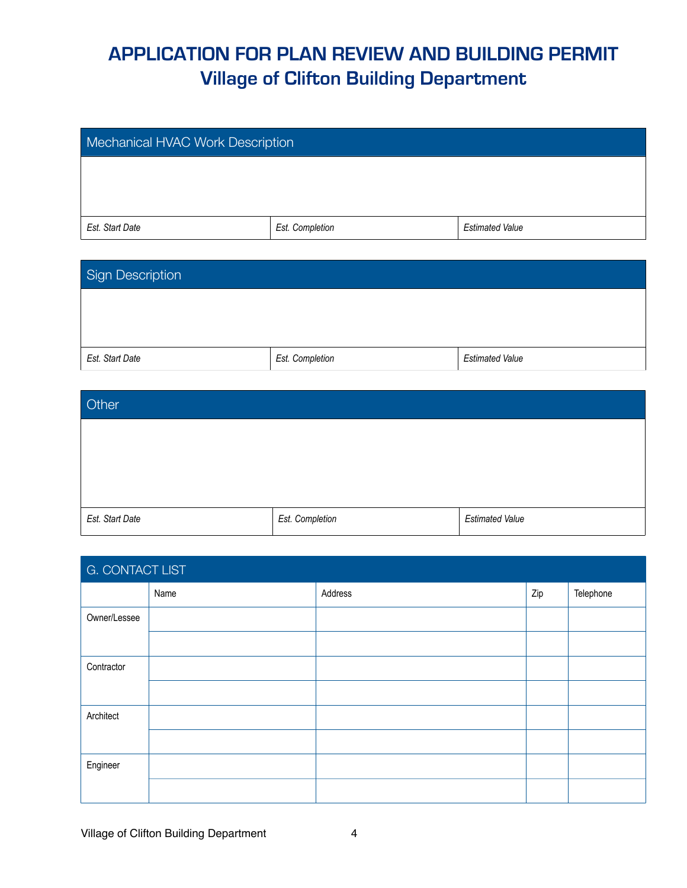# APPLICATION FOR PLAN REVIEW AND BUILDING PERMIT

## Village of Clifton Building Department

| Mechanical HVAC Work Description | | |
|---|---|---|
| | | |
| *Est. Start Date* | *Est. Completion* | *Estimated Value* |

| Sign Description | | |
|---|---|---|
| | | |
| *Est. Start Date* | *Est. Completion* | *Estimated Value* |

| Other | | |
|---|---|---|
| | | |
| *Est. Start Date* | *Est. Completion* | *Estimated Value* |

| G. CONTACT LIST | | | | |
|---|---|---|---|---|
| | Name | Address | Zip | Telephone |
| Owner/Lessee | | | | |
| | | | | |
| Contractor | | | | |
| | | | | |
| Architect | | | | |
| | | | | |
| Engineer | | | | |
| | | | | |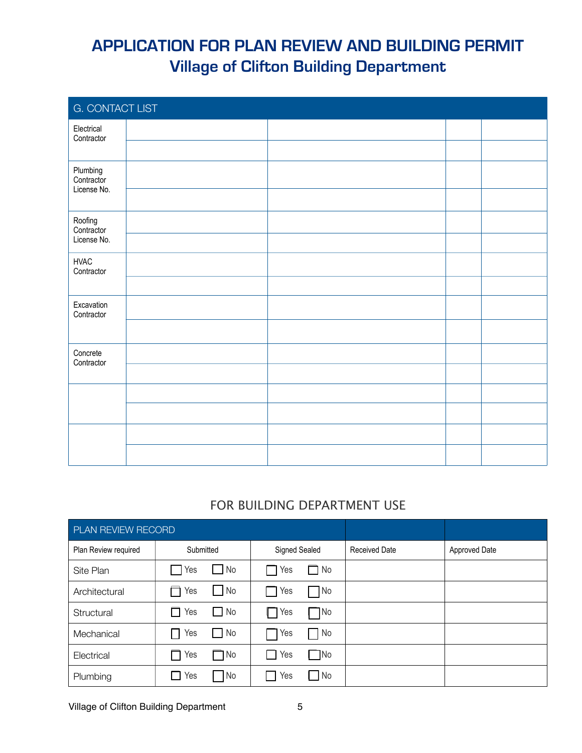# APPLICATION FOR PLAN REVIEW AND BUILDING PERMIT

## Village of Clifton Building Department

| G. CONTACT LIST | | | | |
|---|---|---|---|---|
| Electrical Contractor | | | | |
| | | | | |
| Plumbing Contractor License No. | | | | |
| | | | | |
| Roofing Contractor License No. | | | | |
| | | | | |
| HVAC Contractor | | | | |
| | | | | |
| Excavation Contractor | | | | |
| | | | | |
| Concrete Contractor | | | | |
| | | | | |
| | | | | |
| | | | | |
| | | | | |
| | | | | |

## FOR BUILDING DEPARTMENT USE

| PLAN REVIEW RECORD | | | | |
|---|---|---|---|---|
| Plan Review required | Submitted | Signed Sealed | Received Date | Approved Date |
| Site Plan | ☐ Yes ☐ No | ☐ Yes ☐ No | | |
| Architectural | ☐ Yes ☐ No | ☐ Yes ☐ No | | |
| Structural | ☐ Yes ☐ No | ☐ Yes ☐ No | | |
| Mechanical | ☐ Yes ☐ No | ☐ Yes ☐ No | | |
| Electrical | ☐ Yes ☐ No | ☐ Yes ☐ No | | |
| Plumbing | ☐ Yes ☐ No | ☐ Yes ☐ No | | |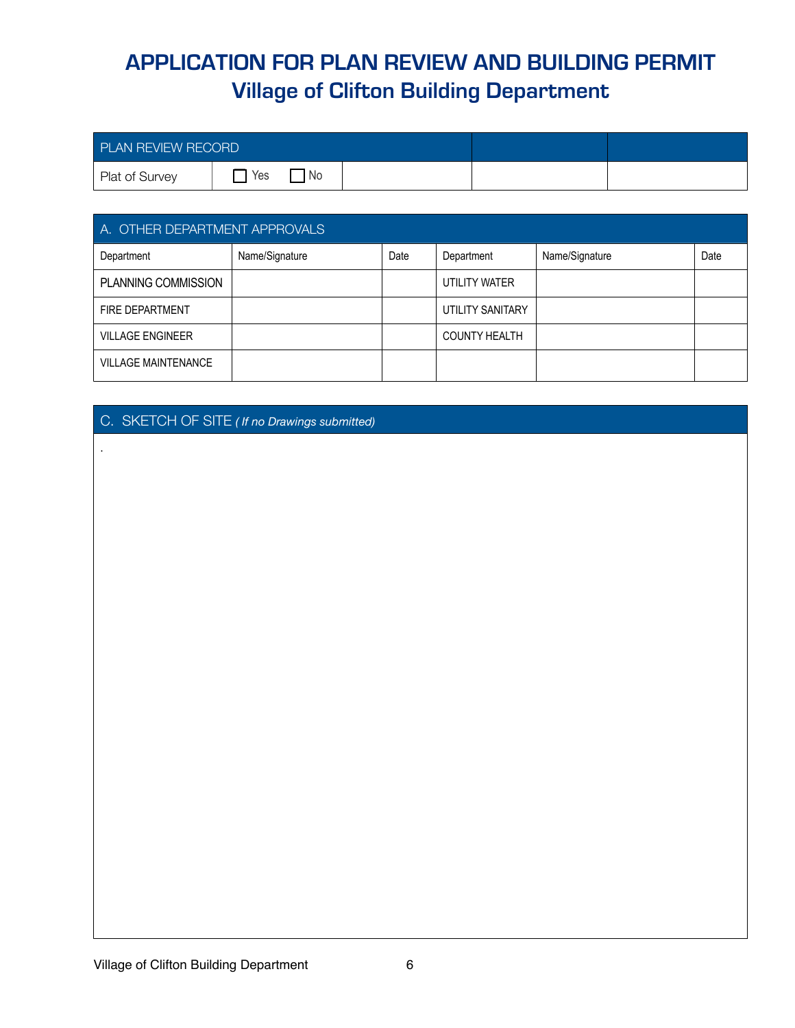# APPLICATION FOR PLAN REVIEW AND BUILDING PERMIT

## Village of Clifton Building Department

| PLAN REVIEW RECORD | | | | |
|---|---|---|---|---|
| Plat of Survey | ☐ Yes ☐ No | | | |

| A. OTHER DEPARTMENT APPROVALS | | | | | |
|---|---|---|---|---|---|
| Department | Name/Signature | Date | Department | Name/Signature | Date |
| PLANNING COMMISSION | | | UTILITY WATER | | |
| FIRE DEPARTMENT | | | UTILITY SANITARY | | |
| VILLAGE ENGINEER | | | COUNTY HEALTH | | |
| VILLAGE MAINTENANCE | | | | | |

### C. SKETCH OF SITE *( If no Drawings submitted)*

.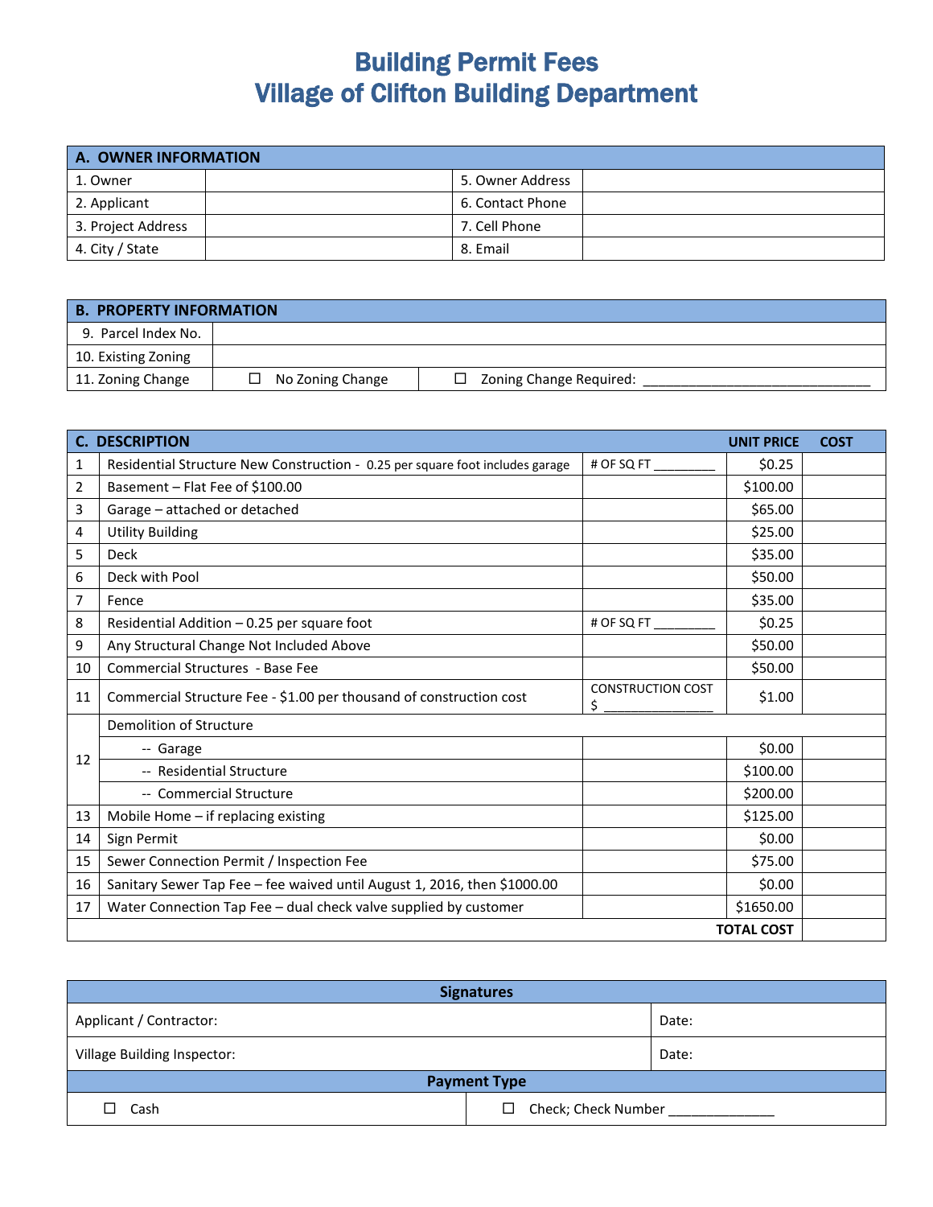# Building Permit Fees
# Village of Clifton Building Department

| A. OWNER INFORMATION | | | |
|---|---|---|---|
| 1. Owner | | 5. Owner Address | |
| 2. Applicant | | 6. Contact Phone | |
| 3. Project Address | | 7. Cell Phone | |
| 4. City / State | | 8. Email | |

| B. PROPERTY INFORMATION | | |
|---|---|---|
| 9. Parcel Index No. | | |
| 10. Existing Zoning | | |
| 11. Zoning Change | ☐ No Zoning Change | ☐ Zoning Change Required: ______________________________ |

| | C. DESCRIPTION | | UNIT PRICE | COST |
|---|---|---|---|---|
| 1 | Residential Structure New Construction - 0.25 per square foot includes garage | # OF SQ FT ________ | $0.25 | |
| 2 | Basement – Flat Fee of $100.00 | | $100.00 | |
| 3 | Garage – attached or detached | | $65.00 | |
| 4 | Utility Building | | $25.00 | |
| 5 | Deck | | $35.00 | |
| 6 | Deck with Pool | | $50.00 | |
| 7 | Fence | | $35.00 | |
| 8 | Residential Addition – 0.25 per square foot | # OF SQ FT ________ | $0.25 | |
| 9 | Any Structural Change Not Included Above | | $50.00 | |
| 10 | Commercial Structures - Base Fee | | $50.00 | |
| 11 | Commercial Structure Fee - $1.00 per thousand of construction cost | CONSTRUCTION COST $ _______________ | $1.00 | |
| 12 | Demolition of Structure | | | |
| | -- Garage | | $0.00 | |
| | -- Residential Structure | | $100.00 | |
| | -- Commercial Structure | | $200.00 | |
| 13 | Mobile Home – if replacing existing | | $125.00 | |
| 14 | Sign Permit | | $0.00 | |
| 15 | Sewer Connection Permit / Inspection Fee | | $75.00 | |
| 16 | Sanitary Sewer Tap Fee – fee waived until August 1, 2016, then $1000.00 | | $0.00 | |
| 17 | Water Connection Tap Fee – dual check valve supplied by customer | | $1650.00 | |
| | | | **TOTAL COST** | |

| Signatures | |
|---|---|
| Applicant / Contractor: | Date: |
| Village Building Inspector: | Date: |
| **Payment Type** | |
| ☐ Cash | ☐ Check; Check Number ______________ |